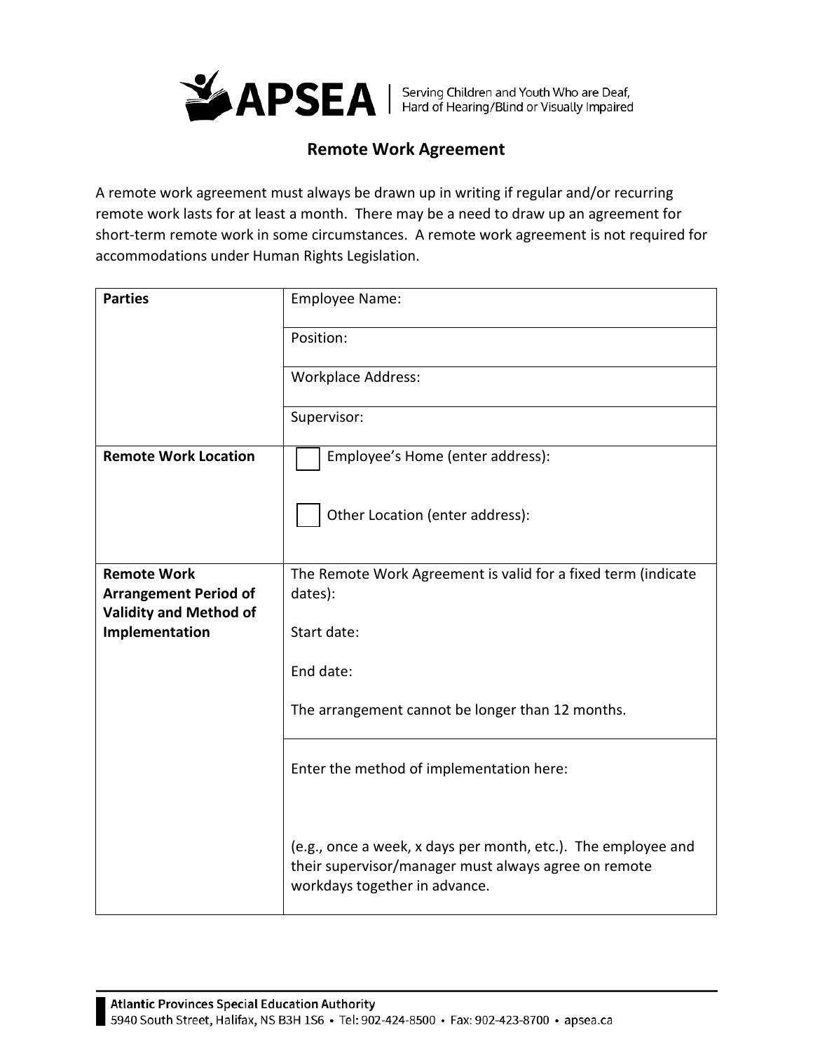APSEA | Serving Children and Youth Who are Deaf, Hard of Hearing/Blind or Visually Impaired

## Remote Work Agreement

A remote work agreement must always be drawn up in writing if regular and/or recurring remote work lasts for at least a month. There may be a need to draw up an agreement for short-term remote work in some circumstances. A remote work agreement is not required for accommodations under Human Rights Legislation.

| | |
|---|---|
| **Parties** | Employee Name: |
| | Position: |
| | Workplace Address: |
| | Supervisor: |
| **Remote Work Location** | ☐ Employee's Home (enter address):<br><br>☐ Other Location (enter address): |
| **Remote Work Arrangement Period of Validity and Method of Implementation** | The Remote Work Agreement is valid for a fixed term (indicate dates):<br><br>Start date:<br><br>End date:<br><br>The arrangement cannot be longer than 12 months. |
| | Enter the method of implementation here:<br><br>(e.g., once a week, x days per month, etc.). The employee and their supervisor/manager must always agree on remote workdays together in advance. |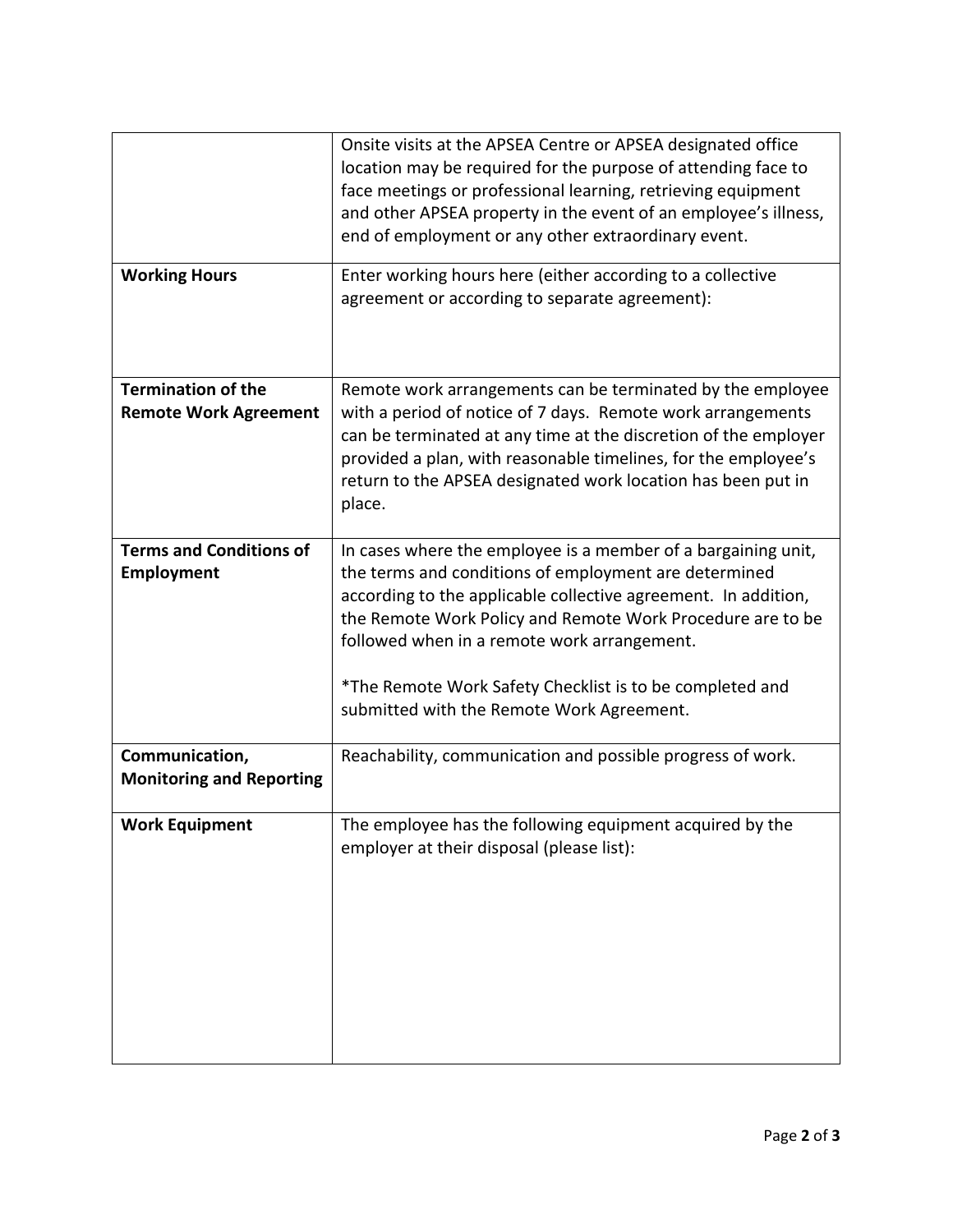| | |
|---|---|
| | Onsite visits at the APSEA Centre or APSEA designated office location may be required for the purpose of attending face to face meetings or professional learning, retrieving equipment and other APSEA property in the event of an employee's illness, end of employment or any other extraordinary event. |
| **Working Hours** | Enter working hours here (either according to a collective agreement or according to separate agreement): |
| **Termination of the Remote Work Agreement** | Remote work arrangements can be terminated by the employee with a period of notice of 7 days. Remote work arrangements can be terminated at any time at the discretion of the employer provided a plan, with reasonable timelines, for the employee's return to the APSEA designated work location has been put in place. |
| **Terms and Conditions of Employment** | In cases where the employee is a member of a bargaining unit, the terms and conditions of employment are determined according to the applicable collective agreement. In addition, the Remote Work Policy and Remote Work Procedure are to be followed when in a remote work arrangement.<br><br>*The Remote Work Safety Checklist is to be completed and submitted with the Remote Work Agreement. |
| **Communication, Monitoring and Reporting** | Reachability, communication and possible progress of work. |
| **Work Equipment** | The employee has the following equipment acquired by the employer at their disposal (please list): |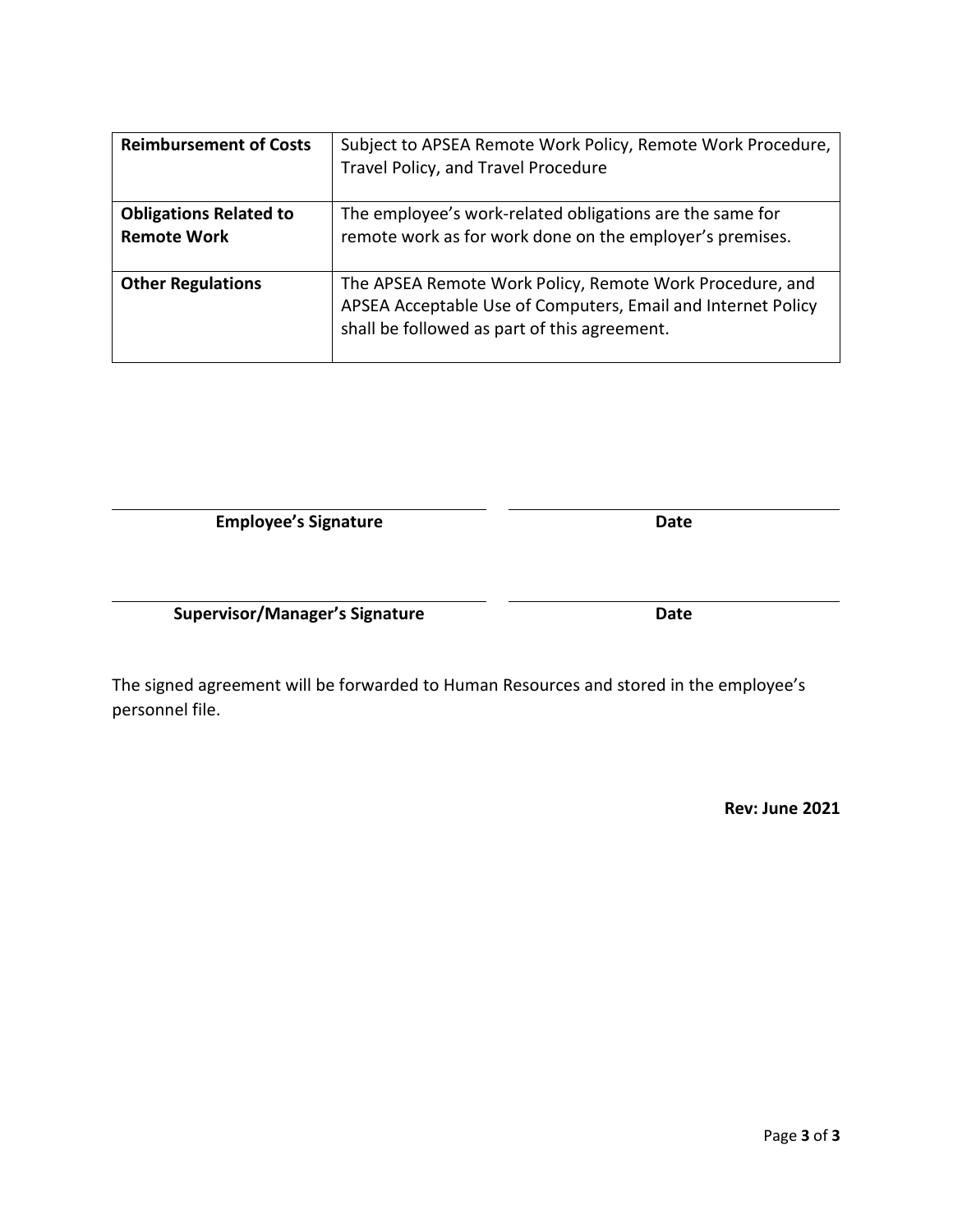| | |
|---|---|
| **Reimbursement of Costs** | Subject to APSEA Remote Work Policy, Remote Work Procedure, Travel Policy, and Travel Procedure |
| **Obligations Related to Remote Work** | The employee's work-related obligations are the same for remote work as for work done on the employer's premises. |
| **Other Regulations** | The APSEA Remote Work Policy, Remote Work Procedure, and APSEA Acceptable Use of Computers, Email and Internet Policy shall be followed as part of this agreement. |

| | |
|---|---|
| ______________________________ | ______________________________ |
| **Employee's Signature** | **Date** |
| ______________________________ | ______________________________ |
| **Supervisor/Manager's Signature** | **Date** |

The signed agreement will be forwarded to Human Resources and stored in the employee's personnel file.

**Rev: June 2021**